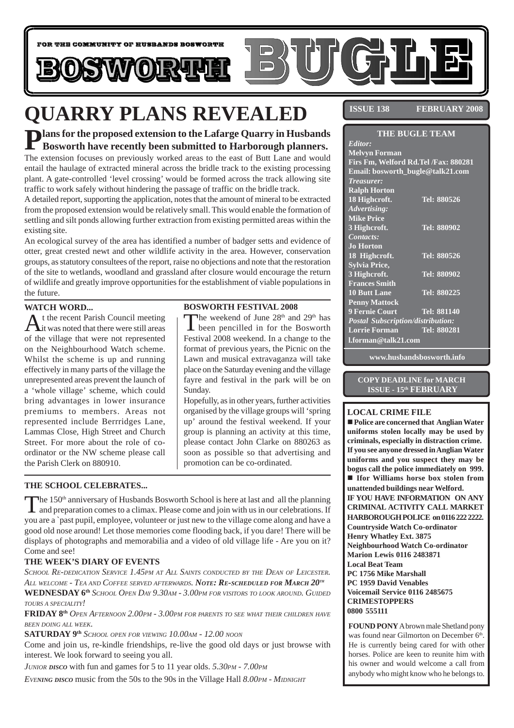FOR THE COMMUNITY OF HUSBANDS BOSWORTH

# BOSWORTH BUGLE

# QUARRY PLANS REVEALED

**ISSUE 138 FEBRUARY 2008**

**Plans for the proposed extension to the Lafarge Quarry in Husbands Bosworth have recently been submitted to Harborough planners.**

The extension focuses on previously worked areas to the east of Butt Lane and would entail the haulage of extracted mineral across the bridle track to the existing processing plant. A gate-controlled 'level crossing' would be formed across the track allowing site traffic to work safely without hindering the passage of traffic on the bridle track.

A detailed report, supporting the application, notes that the amount of mineral to be extracted from the proposed extension would be relatively small. This would enable the formation of settling and silt ponds allowing further extraction from existing permitted areas within the existing site.

An ecological survey of the area has identified a number of badger setts and evidence of otter, great crested newt and other wildlife activity in the area. However, conservation groups, as statutory consultees of the report, raise no objections and note that the restoration of the site to wetlands, woodland and grassland after closure would encourage the return of wildlife and greatly improve opportunities for the establishment of viable populations in the future.

### WATCH WORD...

At the recent Parish Council meeting it was noted that there were still areas of the village that were not represented on the Neighbourhood Watch scheme. Whilst the scheme is up and running effectively in many parts of the village the unrepresented areas prevent the launch of a 'whole village' scheme, which could bring advantages in lower insurance premiums to members. Areas not represented include Berrridges Lane, Lammas Close, High Street and Church Street. For more about the role of co-ordinator or the NW scheme please call the Parish Clerk on 880910.

### BOSWORTH FESTIVAL 2008

The weekend of June 28th and 29th has been pencilled in for the Bosworth Festival 2008 weekend. In a change to the format of previous years, the Picnic on the Lawn and musical extravaganza will take place on the Saturday evening and the village fayre and festival in the park will be on Sunday.

Hopefully, as in other years, further activities organised by the village groups will 'spring up' around the festival weekend. If your group is planning an activity at this time, please contact John Clarke on 880263 as soon as possible so that advertising and promotion can be co-ordinated.

### THE SCHOOL CELEBRATES...

The 150th anniversary of Husbands Bosworth School is here at last and all the planning and preparation comes to a climax. Please come and join with us in our celebrations. If you are a `past pupil, employee, volunteer or just new to the village come along and have a good old nose around! Let those memories come flooding back, if you dare! There will be displays of photographs and memorabilia and a video of old village life - Are you on it? Come and see!

**THE WEEK'S DIARY OF EVENTS**

*School Re-dedication Service 1.45pm at All Saints conducted by the Dean of Leicester. All welcome - Tea and Coffee served afterwards.* ***Note: Re-scheduled for March 20th***

**WEDNESDAY 6th** *School Open Day 9.30am - 3.00pm for visitors to look around. Guided tours a speciality!*

**FRIDAY 8th** *Open Afternoon 2.00pm - 3.00pm for parents to see what their children have been doing all week.*

**SATURDAY 9th** *School open for viewing 10.00am - 12.00 noon*

Come and join us, re-kindle friendships, re-live the good old days or just browse with interest. We look forward to seeing you all.

*Junior disco* with fun and games for 5 to 11 year olds. *5.30pm - 7.00pm*

*Evening disco* music from the 50s to the 90s in the Village Hall *8.00pm - Midnight*

---

### THE BUGLE TEAM

*Editor:*
**Melvyn Forman**
**Firs Fm, Welford Rd.Tel /Fax: 880281**
**Email: bosworth_bugle@talk21.com**

*Treasurer:*
**Ralph Horton**
**18 Highcroft. Tel: 880526**

*Advertising:*
**Mike Price**
**3 Highcroft. Tel: 880902**

*Contacts:*
**Jo Horton**
**18 Highcroft. Tel: 880526**
**Sylvia Price,**
**3 Highcroft. Tel: 880902**
**Frances Smith**
**10 Butt Lane Tel: 880225**
**Penny Mattock**
**9 Fernie Court Tel: 881140**

*Postal Subscription/distribution:*
**Lorrie Forman Tel: 880281**
**l.forman@talk21.com**

**www.husbandsbosworth.info**

**COPY DEADLINE for MARCH ISSUE - 15th FEBRUARY**

### LOCAL CRIME FILE

- **Police are concerned that Anglian Water uniforms stolen locally may be used by criminals, especially in distraction crime. If you see anyone dressed in Anglian Water uniforms and you suspect they may be bogus call the police immediately on 999.**
- **Ifor Williams horse box stolen from unattended buildings near Welford.**

**IF YOU HAVE INFORMATION ON ANY CRIMINAL ACTIVITY CALL MARKET HARBOROUGH POLICE on 0116 222 2222.**

**Countryside Watch Co-ordinator**
**Henry Whatley Ext. 3875**
**Neighbourhood Watch Co-ordinator**
**Marion Lewis 0116 2483871**
**Local Beat Team**
**PC 1756 Mike Marshall**
**PC 1959 David Venables**
**Voicemail Service 0116 2485675**
**CRIMESTOPPERS**
**0800 555111**

**FOUND PONY** A brown male Shetland pony was found near Gilmorton on December 6th. He is currently being cared for with other horses. Police are keen to reunite him with his owner and would welcome a call from anybody who might know who he belongs to.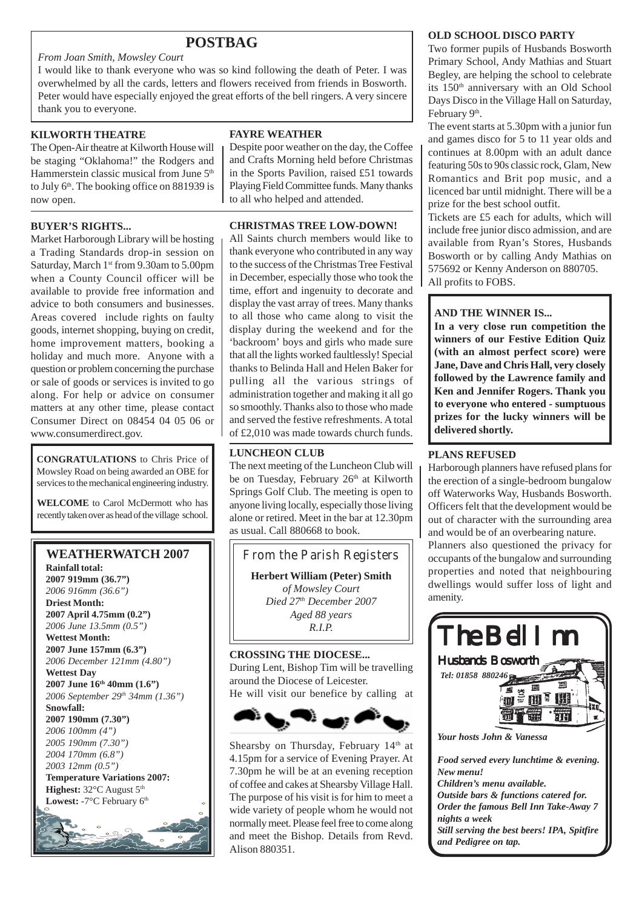## POSTBAG

*From Joan Smith, Mowsley Court*

I would like to thank everyone who was so kind following the death of Peter. I was overwhelmed by all the cards, letters and flowers received from friends in Bosworth. Peter would have especially enjoyed the great efforts of the bell ringers. A very sincere thank you to everyone.

### KILWORTH THEATRE

The Open-Air theatre at Kilworth House will be staging "Oklahoma!" the Rodgers and Hammerstein classic musical from June 5th to July 6th. The booking office on 881939 is now open.

### BUYER'S RIGHTS...

Market Harborough Library will be hosting a Trading Standards drop-in session on Saturday, March 1st from 9.30am to 5.00pm when a County Council officer will be available to provide free information and advice to both consumers and businesses. Areas covered include rights on faulty goods, internet shopping, buying on credit, home improvement matters, booking a holiday and much more. Anyone with a question or problem concerning the purchase or sale of goods or services is invited to go along. For help or advice on consumer matters at any other time, please contact Consumer Direct on 08454 04 05 06 or www.consumerdirect.gov.

**CONGRATULATIONS** to Chris Price of Mowsley Road on being awarded an OBE for services to the mechanical engineering industry.

**WELCOME** to Carol McDermott who has recently taken over as head of the village school.

### WEATHERWATCH 2007

**Rainfall total:**
**2007 919mm (36.7")**
*2006 916mm (36.6")*

**Driest Month:**
**2007 April 4.75mm (0.2")**
*2006 June 13.5mm (0.5")*

**Wettest Month:**
**2007 June 157mm (6.3")**
*2006 December 121mm (4.80")*

**Wettest Day**
**2007 June 16th 40mm (1.6")**
*2006 September 29th 34mm (1.36")*

**Snowfall:**
**2007 190mm (7.30")**
*2006 100mm (4")*
*2005 190mm (7.30")*
*2004 170mm (6.8")*
*2003 12mm (0.5")*

**Temperature Variations 2007:**
**Highest:** 32°C August 5th
**Lowest:** -7°C February 6th

### FAYRE WEATHER

Despite poor weather on the day, the Coffee and Crafts Morning held before Christmas in the Sports Pavilion, raised £51 towards Playing Field Committee funds. Many thanks to all who helped and attended.

### CHRISTMAS TREE LOW-DOWN!

All Saints church members would like to thank everyone who contributed in any way to the success of the Christmas Tree Festival in December, especially those who took the time, effort and ingenuity to decorate and display the vast array of trees. Many thanks to all those who came along to visit the display during the weekend and for the 'backroom' boys and girls who made sure that all the lights worked faultlessly! Special thanks to Belinda Hall and Helen Baker for pulling all the various strings of administration together and making it all go so smoothly. Thanks also to those who made and served the festive refreshments. A total of £2,010 was made towards church funds.

### LUNCHEON CLUB

The next meeting of the Luncheon Club will be on Tuesday, February 26th at Kilworth Springs Golf Club. The meeting is open to anyone living locally, especially those living alone or retired. Meet in the bar at 12.30pm as usual. Call 880668 to book.

### From the Parish Registers

**Herbert William (Peter) Smith**
*of Mowsley Court*
*Died 27th December 2007*
*Aged 88 years*
*R.I.P.*

### CROSSING THE DIOCESE...

During Lent, Bishop Tim will be travelling around the Diocese of Leicester.
He will visit our benefice by calling at Shearsby on Thursday, February 14th at 4.15pm for a service of Evening Prayer. At 7.30pm he will be at an evening reception of coffee and cakes at Shearsby Village Hall. The purpose of his visit is for him to meet a wide variety of people whom he would not normally meet. Please feel free to come along and meet the Bishop. Details from Revd. Alison 880351.

### OLD SCHOOL DISCO PARTY

Two former pupils of Husbands Bosworth Primary School, Andy Mathias and Stuart Begley, are helping the school to celebrate its 150th anniversary with an Old School Days Disco in the Village Hall on Saturday, February 9th.

The event starts at 5.30pm with a junior fun and games disco for 5 to 11 year olds and continues at 8.00pm with an adult dance featuring 50s to 90s classic rock, Glam, New Romantics and Brit pop music, and a licenced bar until midnight. There will be a prize for the best school outfit.

Tickets are £5 each for adults, which will include free junior disco admission, and are available from Ryan's Stores, Husbands Bosworth or by calling Andy Mathias on 575692 or Kenny Anderson on 880705.

All profits to FOBS.

### AND THE WINNER IS...

**In a very close run competition the winners of our Festive Edition Quiz (with an almost perfect score) were Jane, Dave and Chris Hall, very closely followed by the Lawrence family and Ken and Jennifer Rogers. Thank you to everyone who entered - sumptuous prizes for the lucky winners will be delivered shortly.**

### PLANS REFUSED

Harborough planners have refused plans for the erection of a single-bedroom bungalow off Waterworks Way, Husbands Bosworth. Officers felt that the development would be out of character with the surrounding area and would be of an overbearing nature.

Planners also questioned the privacy for occupants of the bungalow and surrounding properties and noted that neighbouring dwellings would suffer loss of light and amenity.

### The Bell Inn

**Husbands Bosworth**

*Tel: 01858 880246*

*Your hosts John & Vanessa*

***Food served every lunchtime & evening.***
***New menu!***
***Children's menu available.***
***Outside bars & functions catered for.***
***Order the famous Bell Inn Take-Away 7 nights a week***
***Still serving the best beers! IPA, Spitfire and Pedigree on tap.***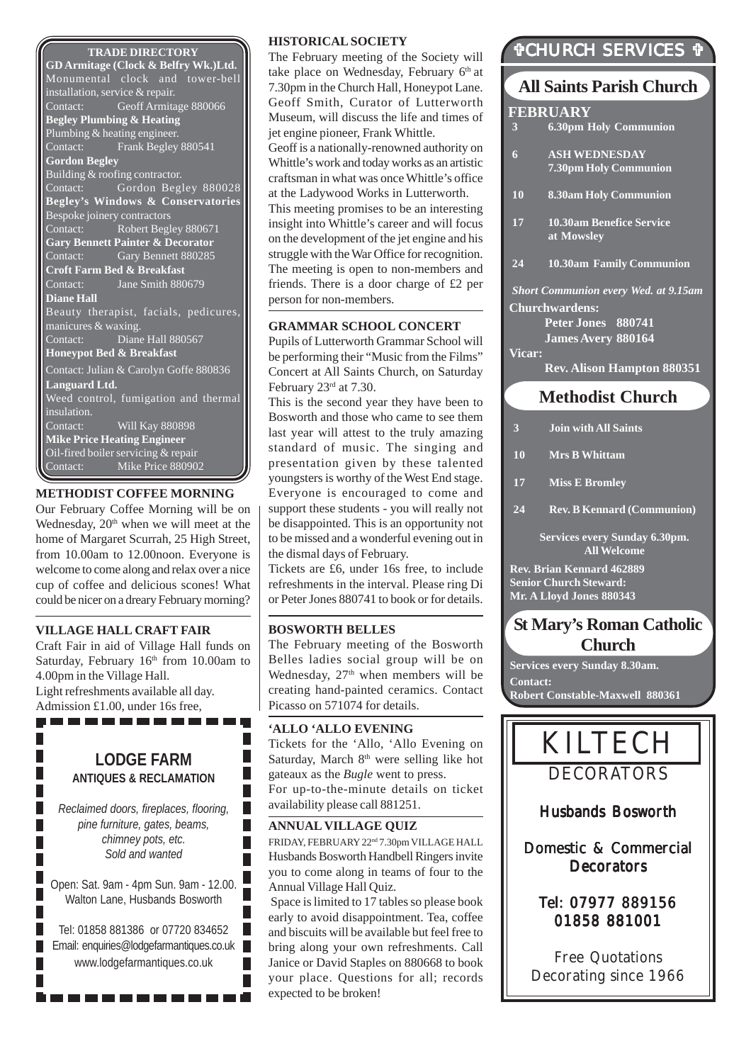## TRADE DIRECTORY

**GD Armitage (Clock & Belfry Wk.)Ltd.**
Monumental clock and tower-bell installation, service & repair.
Contact: Geoff Armitage 880066

**Begley Plumbing & Heating**
Plumbing & heating engineer.
Contact: Frank Begley 880541

**Gordon Begley**
Building & roofing contractor.
Contact: Gordon Begley 880028

**Begley's Windows & Conservatories**
Bespoke joinery contractors
Contact: Robert Begley 880671

**Gary Bennett Painter & Decorator**
Contact: Gary Bennett 880285

**Croft Farm Bed & Breakfast**
Contact: Jane Smith 880679

**Diane Hall**
Beauty therapist, facials, pedicures, manicures & waxing.
Contact: Diane Hall 880567

**Honeypot Bed & Breakfast**
Contact: Julian & Carolyn Goffe 880836

**Languard Ltd.**
Weed control, fumigation and thermal insulation.
Contact: Will Kay 880898

**Mike Price Heating Engineer**
Oil-fired boiler servicing & repair
Contact: Mike Price 880902

## METHODIST COFFEE MORNING

Our February Coffee Morning will be on Wednesday, 20th when we will meet at the home of Margaret Scurrah, 25 High Street, from 10.00am to 12.00noon. Everyone is welcome to come along and relax over a nice cup of coffee and delicious scones! What could be nicer on a dreary February morning?

## VILLAGE HALL CRAFT FAIR

Craft Fair in aid of Village Hall funds on Saturday, February 16th from 10.00am to 4.00pm in the Village Hall.
Light refreshments available all day.
Admission £1.00, under 16s free,

**LODGE FARM**
**ANTIQUES & RECLAMATION**

*Reclaimed doors, fireplaces, flooring, pine furniture, gates, beams, chimney pots, etc.*
*Sold and wanted*

Open: Sat. 9am - 4pm Sun. 9am - 12.00.
Walton Lane, Husbands Bosworth

Tel: 01858 881386 or 07720 834652
Email: enquiries@lodgefarmantiques.co.uk
www.lodgefarmantiques.co.uk

## HISTORICAL SOCIETY

The February meeting of the Society will take place on Wednesday, February 6th at 7.30pm in the Church Hall, Honeypot Lane. Geoff Smith, Curator of Lutterworth Museum, will discuss the life and times of jet engine pioneer, Frank Whittle.
Geoff is a nationally-renowned authority on Whittle's work and today works as an artistic craftsman in what was once Whittle's office at the Ladywood Works in Lutterworth.
This meeting promises to be an interesting insight into Whittle's career and will focus on the development of the jet engine and his struggle with the War Office for recognition. The meeting is open to non-members and friends. There is a door charge of £2 per person for non-members.

## GRAMMAR SCHOOL CONCERT

Pupils of Lutterworth Grammar School will be performing their "Music from the Films" Concert at All Saints Church, on Saturday February 23rd at 7.30.
This is the second year they have been to Bosworth and those who came to see them last year will attest to the truly amazing standard of music. The singing and presentation given by these talented youngsters is worthy of the West End stage. Everyone is encouraged to come and support these students - you will really not be disappointed. This is an opportunity not to be missed and a wonderful evening out in the dismal days of February.
Tickets are £6, under 16s free, to include refreshments in the interval. Please ring Di or Peter Jones 880741 to book or for details.

## BOSWORTH BELLES

The February meeting of the Bosworth Belles ladies social group will be on Wednesday, 27th when members will be creating hand-painted ceramics. Contact Picasso on 571074 for details.

## 'ALLO 'ALLO EVENING

Tickets for the 'Allo, 'Allo Evening on Saturday, March 8th were selling like hot gateaux as the *Bugle* went to press.
For up-to-the-minute details on ticket availability please call 881251.

## ANNUAL VILLAGE QUIZ

FRIDAY, FEBRUARY 22nd 7.30pm VILLAGE HALL
Husbands Bosworth Handbell Ringers invite you to come along in teams of four to the Annual Village Hall Quiz.
Space is limited to 17 tables so please book early to avoid disappointment. Tea, coffee and biscuits will be available but feel free to bring along your own refreshments. Call Janice or David Staples on 880668 to book your place. Questions for all; records expected to be broken!

## ✞CHURCH SERVICES ✞

### All Saints Parish Church

**FEBRUARY**

| | |
|---|---|
| 3 | 6.30pm Holy Communion |
| 6 | ASH WEDNESDAY 7.30pm Holy Communion |
| 10 | 8.30am Holy Communion |
| 17 | 10.30am Benefice Service at Mowsley |
| 24 | 10.30am Family Communion |

*Short Communion every Wed. at 9.15am*

**Churchwardens:**
**Peter Jones 880741**
**James Avery 880164**
**Vicar:**
**Rev. Alison Hampton 880351**

### Methodist Church

| | |
|---|---|
| 3 | Join with All Saints |
| 10 | Mrs B Whittam |
| 17 | Miss E Bromley |
| 24 | Rev. B Kennard (Communion) |

**Services every Sunday 6.30pm.**
**All Welcome**

**Rev. Brian Kennard 462889**
**Senior Church Steward:**
**Mr. A Lloyd Jones 880343**

### St Mary's Roman Catholic Church

**Services every Sunday 8.30am.**
**Contact:**
**Robert Constable-Maxwell 880361**

**KILTECH**
**DECORATORS**

Husbands Bosworth

Domestic & Commercial Decorators

Tel: 07977 889156
01858 881001

Free Quotations
Decorating since 1966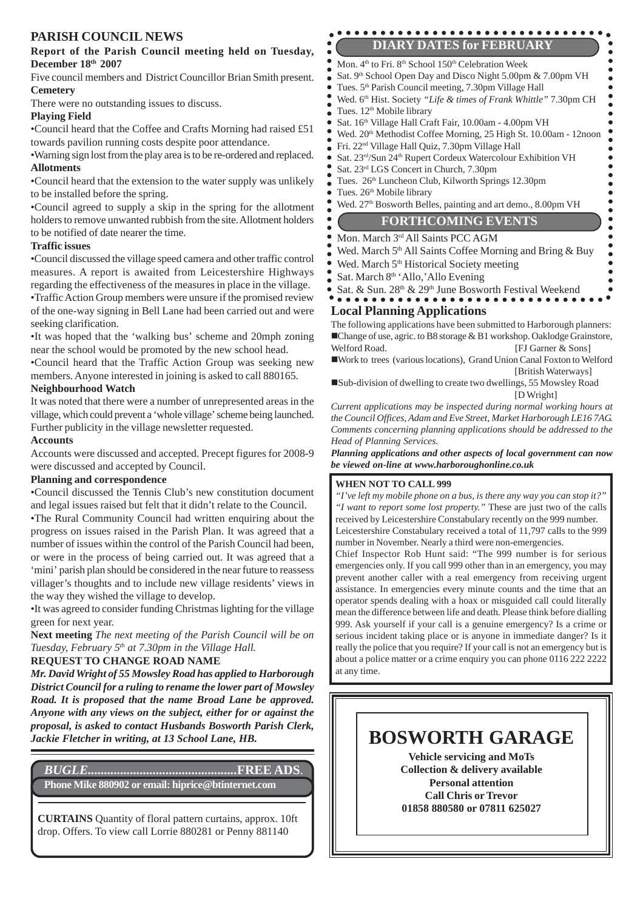## PARISH COUNCIL NEWS

**Report of the Parish Council meeting held on Tuesday, December 18th 2007**

Five council members and District Councillor Brian Smith present.

**Cemetery**

There were no outstanding issues to discuss.

**Playing Field**

•Council heard that the Coffee and Crafts Morning had raised £51 towards pavilion running costs despite poor attendance.

•Warning sign lost from the play area is to be re-ordered and replaced.

**Allotments**

•Council heard that the extension to the water supply was unlikely to be installed before the spring.

•Council agreed to supply a skip in the spring for the allotment holders to remove unwanted rubbish from the site. Allotment holders to be notified of date nearer the time.

**Traffic issues**

•Council discussed the village speed camera and other traffic control measures. A report is awaited from Leicestershire Highways regarding the effectiveness of the measures in place in the village.

•Traffic Action Group members were unsure if the promised review of the one-way signing in Bell Lane had been carried out and were seeking clarification.

•It was hoped that the 'walking bus' scheme and 20mph zoning near the school would be promoted by the new school head.

•Council heard that the Traffic Action Group was seeking new members. Anyone interested in joining is asked to call 880165.

**Neighbourhood Watch**

It was noted that there were a number of unrepresented areas in the village, which could prevent a 'whole village' scheme being launched. Further publicity in the village newsletter requested.

**Accounts**

Accounts were discussed and accepted. Precept figures for 2008-9 were discussed and accepted by Council.

**Planning and correspondence**

•Council discussed the Tennis Club's new constitution document and legal issues raised but felt that it didn't relate to the Council.

•The Rural Community Council had written enquiring about the progress on issues raised in the Parish Plan. It was agreed that a number of issues within the control of the Parish Council had been, or were in the process of being carried out. It was agreed that a 'mini' parish plan should be considered in the near future to reassess villager's thoughts and to include new village residents' views in the way they wished the village to develop.

•It was agreed to consider funding Christmas lighting for the village green for next year.

**Next meeting** *The next meeting of the Parish Council will be on Tuesday, February 5th at 7.30pm in the Village Hall.*

**REQUEST TO CHANGE ROAD NAME**

***Mr. David Wright of 55 Mowsley Road has applied to Harborough District Council for a ruling to rename the lower part of Mowsley Road. It is proposed that the name Broad Lane be approved. Anyone with any views on the subject, either for or against the proposal, is asked to contact Husbands Bosworth Parish Clerk, Jackie Fletcher in writing, at 13 School Lane, HB.***

### *BUGLE*..............................................FREE ADS.

**Phone Mike 880902 or email: hiprice@btinternet.com**

**CURTAINS** Quantity of floral pattern curtains, approx. 10ft drop. Offers. To view call Lorrie 880281 or Penny 881140

## DIARY DATES for FEBRUARY

- Mon. 4th to Fri. 8th School 150th Celebration Week
- Sat. 9th School Open Day and Disco Night 5.00pm & 7.00pm VH
- Tues. 5th Parish Council meeting, 7.30pm Village Hall
- Wed. 6th Hist. Society *"Life & times of Frank Whittle"* 7.30pm CH
- Tues. 12th Mobile library
- Sat. 16th Village Hall Craft Fair, 10.00am - 4.00pm VH
- Wed. 20th Methodist Coffee Morning, 25 High St. 10.00am - 12noon
- Fri. 22nd Village Hall Quiz, 7.30pm Village Hall
- Sat. 23rd/Sun 24th Rupert Cordeux Watercolour Exhibition VH
- Sat. 23rd LGS Concert in Church, 7.30pm
- Tues. 26th Luncheon Club, Kilworth Springs 12.30pm
- Tues. 26th Mobile library
- Wed. 27th Bosworth Belles, painting and art demo., 8.00pm VH

## FORTHCOMING EVENTS

- Mon. March 3rd All Saints PCC AGM
- Wed. March 5th All Saints Coffee Morning and Bring & Buy
- Wed. March 5th Historical Society meeting
- Sat. March 8th 'Allo,'Allo Evening
- Sat. & Sun. 28th & 29th June Bosworth Festival Weekend

## Local Planning Applications

The following applications have been submitted to Harborough planners:

- Change of use, agric. to B8 storage & B1 workshop. Oaklodge Grainstore, Welford Road. [FJ Garner & Sons]
- Work to trees (various locations), Grand Union Canal Foxton to Welford [British Waterways]
- Sub-division of dwelling to create two dwellings, 55 Mowsley Road [D Wright]

*Current applications may be inspected during normal working hours at the Council Offices, Adam and Eve Street, Market Harborough LE16 7AG. Comments concerning planning applications should be addressed to the Head of Planning Services.*

***Planning applications and other aspects of local government can now be viewed on-line at www.harboroughonline.co.uk***

**WHEN NOT TO CALL 999**

*"I've left my mobile phone on a bus, is there any way you can stop it?" "I want to report some lost property."* These are just two of the calls received by Leicestershire Constabulary recently on the 999 number.

Leicestershire Constabulary received a total of 11,797 calls to the 999 number in November. Nearly a third were non-emergencies.

Chief Inspector Rob Hunt said: "The 999 number is for serious emergencies only. If you call 999 other than in an emergency, you may prevent another caller with a real emergency from receiving urgent assistance. In emergencies every minute counts and the time that an operator spends dealing with a hoax or misguided call could literally mean the difference between life and death. Please think before dialling 999. Ask yourself if your call is a genuine emergency? Is a crime or serious incident taking place or is anyone in immediate danger? Is it really the police that you require? If your call is not an emergency but is about a police matter or a crime enquiry you can phone 0116 222 2222 at any time.

# BOSWORTH GARAGE

**Vehicle servicing and MoTs**
**Collection & delivery available**
**Personal attention**
**Call Chris or Trevor**
**01858 880580 or 07811 625027**